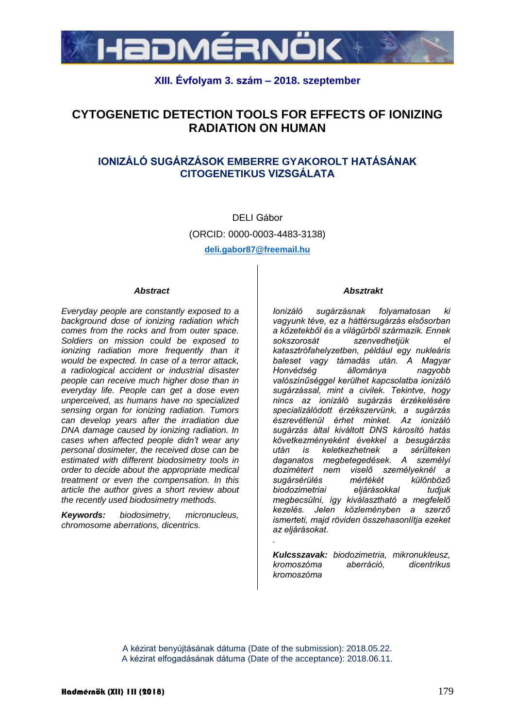XIII. Évfolyam 3. szám – 2018. szeptember

# CYTOGENETIC DETECTION TOOLS FOR EFFECTS OF IONIZING RADIATION ON HUMAN

## IONIZÁLÓ SUGÁRZÁSOK EMBERRE GYAKOROLT HATÁSÁNAK CITOGENETIKUS VIZSGÁLATA

DELI Gábor

(ORCID: 0000-0003-4483-3138)

**deli.gabor87@freemail.hu**

### *Abstract*

*Everyday people are constantly exposed to a background dose of ionizing radiation which comes from the rocks and from outer space. Soldiers on mission could be exposed to ionizing radiation more frequently than it would be expected. In case of a terror attack, a radiological accident or industrial disaster people can receive much higher dose than in everyday life. People can get a dose even unperceived, as humans have no specialized sensing organ for ionizing radiation. Tumors can develop years after the irradiation due DNA damage caused by ionizing radiation. In cases when affected people didn't wear any personal dosimeter, the received dose can be estimated with different biodosimetry tools in order to decide about the appropriate medical treatment or even the compensation. In this article the author gives a short review about the recently used biodosimetry methods.*

***Keywords:*** *biodosimetry, micronucleus, chromosome aberrations, dicentrics.*

### *Absztrakt*

*Ionizáló sugárzásnak folyamatosan ki vagyunk téve, ez a háttérsugárzás elsősorban a kőzetekből és a világűrből származik. Ennek sokszorosát szenvedhetjük el katasztrófahelyzetben, például egy nukleáris baleset vagy támadás után. A Magyar Honvédség állománya nagyobb valószínűséggel kerülhet kapcsolatba ionizáló sugárzással, mint a civilek. Tekintve, hogy nincs az ionizáló sugárzás érzékelésére specializálódott érzékszervünk, a sugárzás észrevétlenül érhet minket. Az ionizáló sugárzás által kiváltott DNS károsító hatás következményeként évekkel a besugárzás után is keletkezhetnek a sérülteken daganatos megbetegedések. A személyi dozimétert nem viselő személyeknél a sugársérülés mértékét különböző biodozimetriai eljárásokkal tudjuk megbecsülni, így kiválasztható a megfelelő kezelés. Jelen közleményben a szerző ismerteti, majd röviden összehasonlítja ezeket az eljárásokat.*

.

***Kulcsszavak:*** *biodozimetria, mikronukleusz, kromoszóma aberráció, dicentrikus kromoszóma*

A kézirat benyújtásának dátuma (Date of the submission): 2018.05.22.
A kézirat elfogadásának dátuma (Date of the acceptance): 2018.06.11.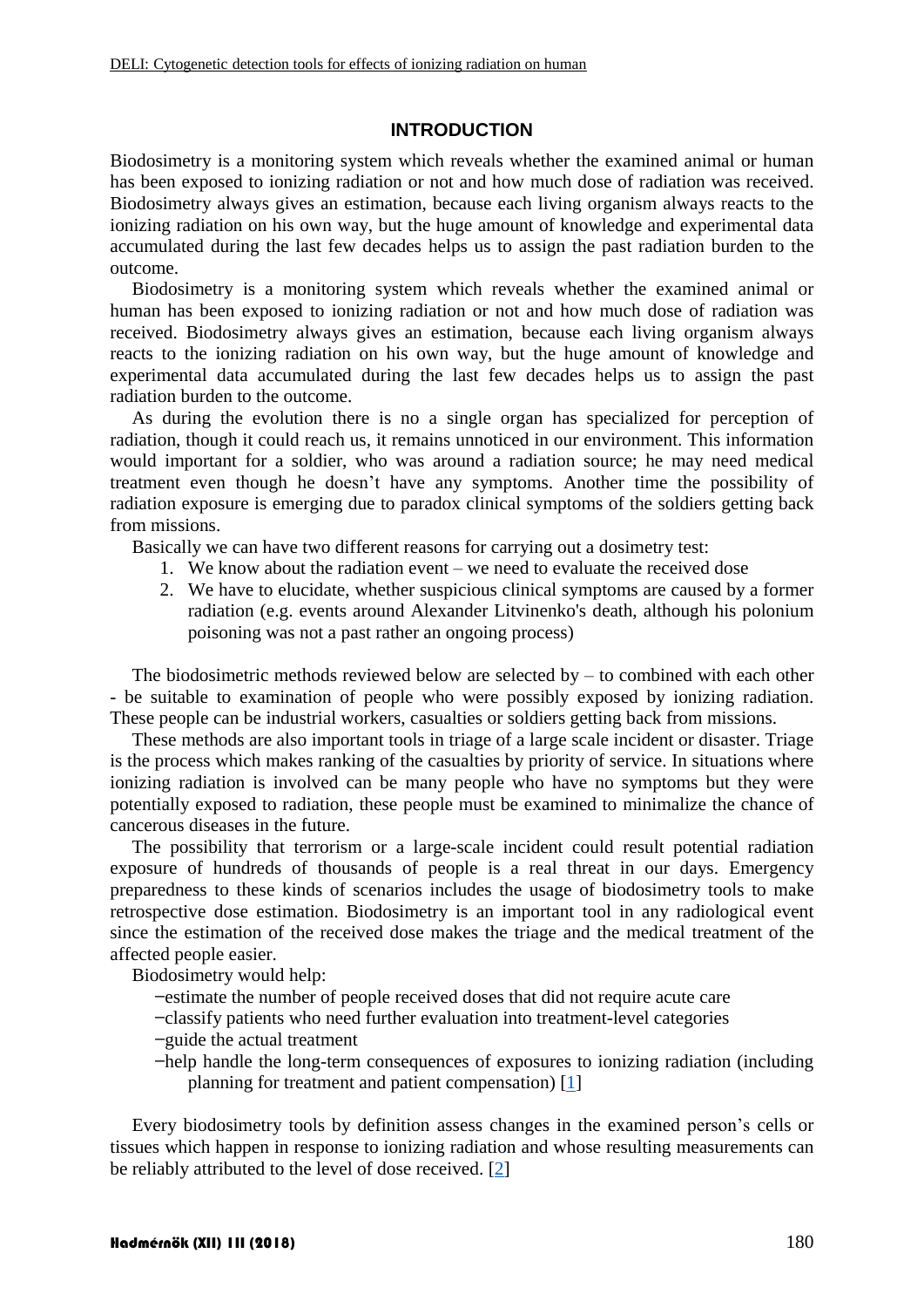## INTRODUCTION

Biodosimetry is a monitoring system which reveals whether the examined animal or human has been exposed to ionizing radiation or not and how much dose of radiation was received. Biodosimetry always gives an estimation, because each living organism always reacts to the ionizing radiation on his own way, but the huge amount of knowledge and experimental data accumulated during the last few decades helps us to assign the past radiation burden to the outcome.

Biodosimetry is a monitoring system which reveals whether the examined animal or human has been exposed to ionizing radiation or not and how much dose of radiation was received. Biodosimetry always gives an estimation, because each living organism always reacts to the ionizing radiation on his own way, but the huge amount of knowledge and experimental data accumulated during the last few decades helps us to assign the past radiation burden to the outcome.

As during the evolution there is no a single organ has specialized for perception of radiation, though it could reach us, it remains unnoticed in our environment. This information would important for a soldier, who was around a radiation source; he may need medical treatment even though he doesn't have any symptoms. Another time the possibility of radiation exposure is emerging due to paradox clinical symptoms of the soldiers getting back from missions.

Basically we can have two different reasons for carrying out a dosimetry test:

1. We know about the radiation event – we need to evaluate the received dose
2. We have to elucidate, whether suspicious clinical symptoms are caused by a former radiation (e.g. events around Alexander Litvinenko's death, although his polonium poisoning was not a past rather an ongoing process)

The biodosimetric methods reviewed below are selected by – to combined with each other - be suitable to examination of people who were possibly exposed by ionizing radiation. These people can be industrial workers, casualties or soldiers getting back from missions.

These methods are also important tools in triage of a large scale incident or disaster. Triage is the process which makes ranking of the casualties by priority of service. In situations where ionizing radiation is involved can be many people who have no symptoms but they were potentially exposed to radiation, these people must be examined to minimalize the chance of cancerous diseases in the future.

The possibility that terrorism or a large-scale incident could result potential radiation exposure of hundreds of thousands of people is a real threat in our days. Emergency preparedness to these kinds of scenarios includes the usage of biodosimetry tools to make retrospective dose estimation. Biodosimetry is an important tool in any radiological event since the estimation of the received dose makes the triage and the medical treatment of the affected people easier.

Biodosimetry would help:

- estimate the number of people received doses that did not require acute care
- classify patients who need further evaluation into treatment-level categories
- guide the actual treatment
- help handle the long-term consequences of exposures to ionizing radiation (including planning for treatment and patient compensation) [1]

Every biodosimetry tools by definition assess changes in the examined person's cells or tissues which happen in response to ionizing radiation and whose resulting measurements can be reliably attributed to the level of dose received. [2]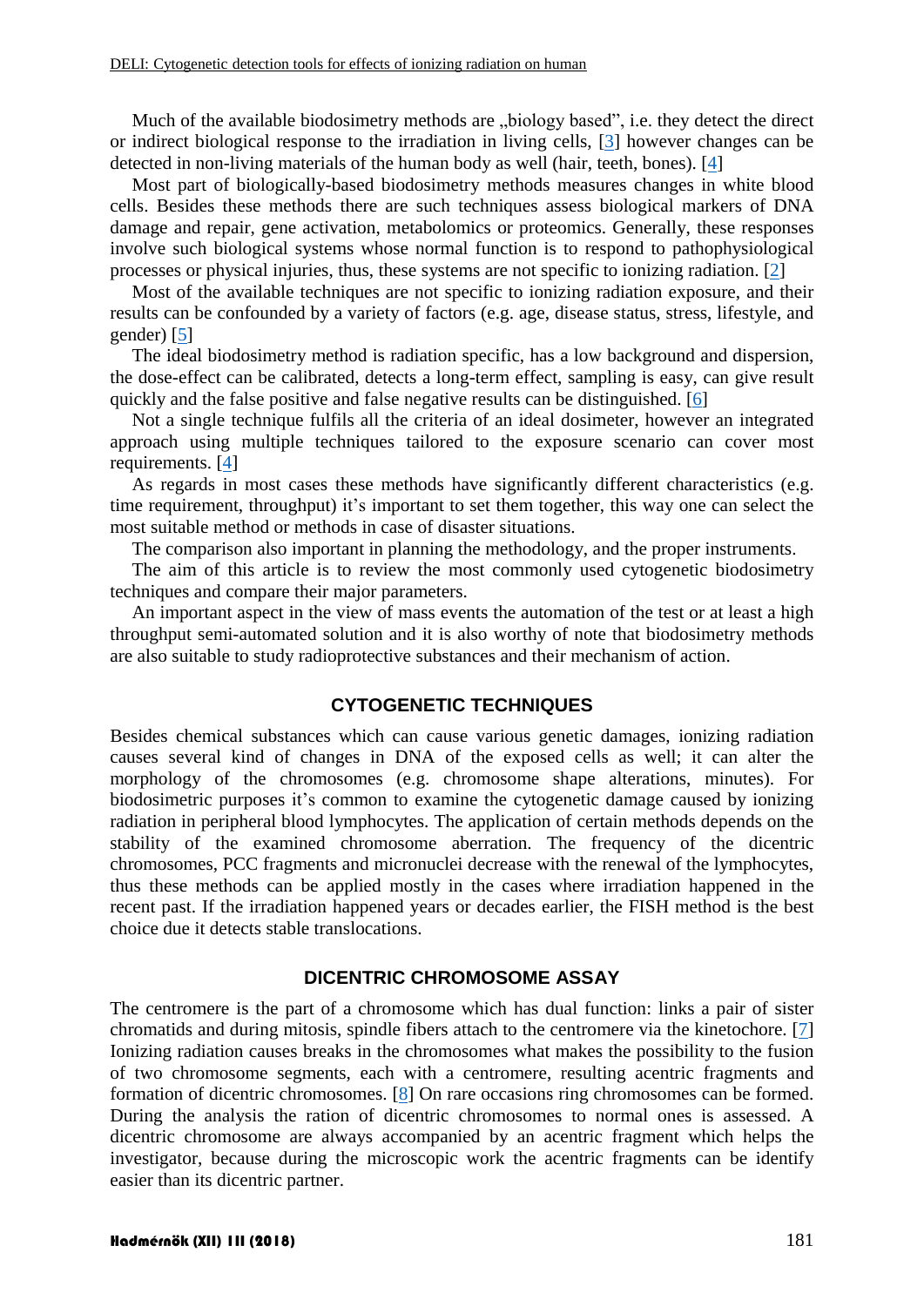Much of the available biodosimetry methods are „biology based", i.e. they detect the direct or indirect biological response to the irradiation in living cells, [3] however changes can be detected in non-living materials of the human body as well (hair, teeth, bones). [4]

Most part of biologically-based biodosimetry methods measures changes in white blood cells. Besides these methods there are such techniques assess biological markers of DNA damage and repair, gene activation, metabolomics or proteomics. Generally, these responses involve such biological systems whose normal function is to respond to pathophysiological processes or physical injuries, thus, these systems are not specific to ionizing radiation. [2]

Most of the available techniques are not specific to ionizing radiation exposure, and their results can be confounded by a variety of factors (e.g. age, disease status, stress, lifestyle, and gender) [5]

The ideal biodosimetry method is radiation specific, has a low background and dispersion, the dose-effect can be calibrated, detects a long-term effect, sampling is easy, can give result quickly and the false positive and false negative results can be distinguished. [6]

Not a single technique fulfils all the criteria of an ideal dosimeter, however an integrated approach using multiple techniques tailored to the exposure scenario can cover most requirements. [4]

As regards in most cases these methods have significantly different characteristics (e.g. time requirement, throughput) it's important to set them together, this way one can select the most suitable method or methods in case of disaster situations.

The comparison also important in planning the methodology, and the proper instruments.

The aim of this article is to review the most commonly used cytogenetic biodosimetry techniques and compare their major parameters.

An important aspect in the view of mass events the automation of the test or at least a high throughput semi-automated solution and it is also worthy of note that biodosimetry methods are also suitable to study radioprotective substances and their mechanism of action.

## CYTOGENETIC TECHNIQUES

Besides chemical substances which can cause various genetic damages, ionizing radiation causes several kind of changes in DNA of the exposed cells as well; it can alter the morphology of the chromosomes (e.g. chromosome shape alterations, minutes). For biodosimetric purposes it's common to examine the cytogenetic damage caused by ionizing radiation in peripheral blood lymphocytes. The application of certain methods depends on the stability of the examined chromosome aberration. The frequency of the dicentric chromosomes, PCC fragments and micronuclei decrease with the renewal of the lymphocytes, thus these methods can be applied mostly in the cases where irradiation happened in the recent past. If the irradiation happened years or decades earlier, the FISH method is the best choice due it detects stable translocations.

## DICENTRIC CHROMOSOME ASSAY

The centromere is the part of a chromosome which has dual function: links a pair of sister chromatids and during mitosis, spindle fibers attach to the centromere via the kinetochore. [7] Ionizing radiation causes breaks in the chromosomes what makes the possibility to the fusion of two chromosome segments, each with a centromere, resulting acentric fragments and formation of dicentric chromosomes. [8] On rare occasions ring chromosomes can be formed. During the analysis the ration of dicentric chromosomes to normal ones is assessed. A dicentric chromosome are always accompanied by an acentric fragment which helps the investigator, because during the microscopic work the acentric fragments can be identify easier than its dicentric partner.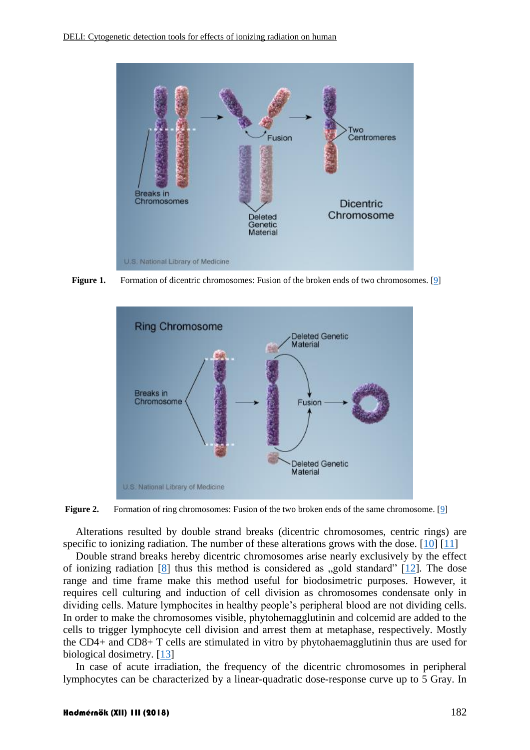**Figure 1.** Formation of dicentric chromosomes: Fusion of the broken ends of two chromosomes. [9]

**Figure 2.** Formation of ring chromosomes: Fusion of the two broken ends of the same chromosome. [9]

Alterations resulted by double strand breaks (dicentric chromosomes, centric rings) are specific to ionizing radiation. The number of these alterations grows with the dose. [10] [11]

Double strand breaks hereby dicentric chromosomes arise nearly exclusively by the effect of ionizing radiation [8] thus this method is considered as „gold standard" [12]. The dose range and time frame make this method useful for biodosimetric purposes. However, it requires cell culturing and induction of cell division as chromosomes condensate only in dividing cells. Mature lymphocites in healthy people's peripheral blood are not dividing cells. In order to make the chromosomes visible, phytohemagglutinin and colcemid are added to the cells to trigger lymphocyte cell division and arrest them at metaphase, respectively. Mostly the CD4+ and CD8+ T cells are stimulated in vitro by phytohaemagglutinin thus are used for biological dosimetry. [13]

In case of acute irradiation, the frequency of the dicentric chromosomes in peripheral lymphocytes can be characterized by a linear-quadratic dose-response curve up to 5 Gray. In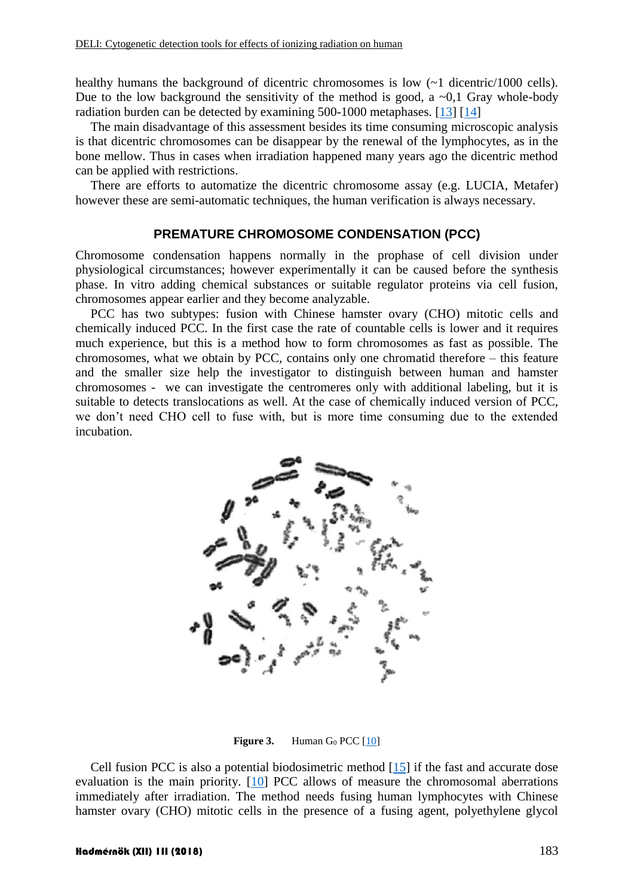healthy humans the background of dicentric chromosomes is low (~1 dicentric/1000 cells). Due to the low background the sensitivity of the method is good, a ~0,1 Gray whole-body radiation burden can be detected by examining 500-1000 metaphases. [13] [14]

The main disadvantage of this assessment besides its time consuming microscopic analysis is that dicentric chromosomes can be disappear by the renewal of the lymphocytes, as in the bone mellow. Thus in cases when irradiation happened many years ago the dicentric method can be applied with restrictions.

There are efforts to automatize the dicentric chromosome assay (e.g. LUCIA, Metafer) however these are semi-automatic techniques, the human verification is always necessary.

## PREMATURE CHROMOSOME CONDENSATION (PCC)

Chromosome condensation happens normally in the prophase of cell division under physiological circumstances; however experimentally it can be caused before the synthesis phase. In vitro adding chemical substances or suitable regulator proteins via cell fusion, chromosomes appear earlier and they become analyzable.

PCC has two subtypes: fusion with Chinese hamster ovary (CHO) mitotic cells and chemically induced PCC. In the first case the rate of countable cells is lower and it requires much experience, but this is a method how to form chromosomes as fast as possible. The chromosomes, what we obtain by PCC, contains only one chromatid therefore – this feature and the smaller size help the investigator to distinguish between human and hamster chromosomes - we can investigate the centromeres only with additional labeling, but it is suitable to detects translocations as well. At the case of chemically induced version of PCC, we don't need CHO cell to fuse with, but is more time consuming due to the extended incubation.

**Figure 3.** Human $G_0$ PCC [10]

Cell fusion PCC is also a potential biodosimetric method [15] if the fast and accurate dose evaluation is the main priority. [10] PCC allows of measure the chromosomal aberrations immediately after irradiation. The method needs fusing human lymphocytes with Chinese hamster ovary (CHO) mitotic cells in the presence of a fusing agent, polyethylene glycol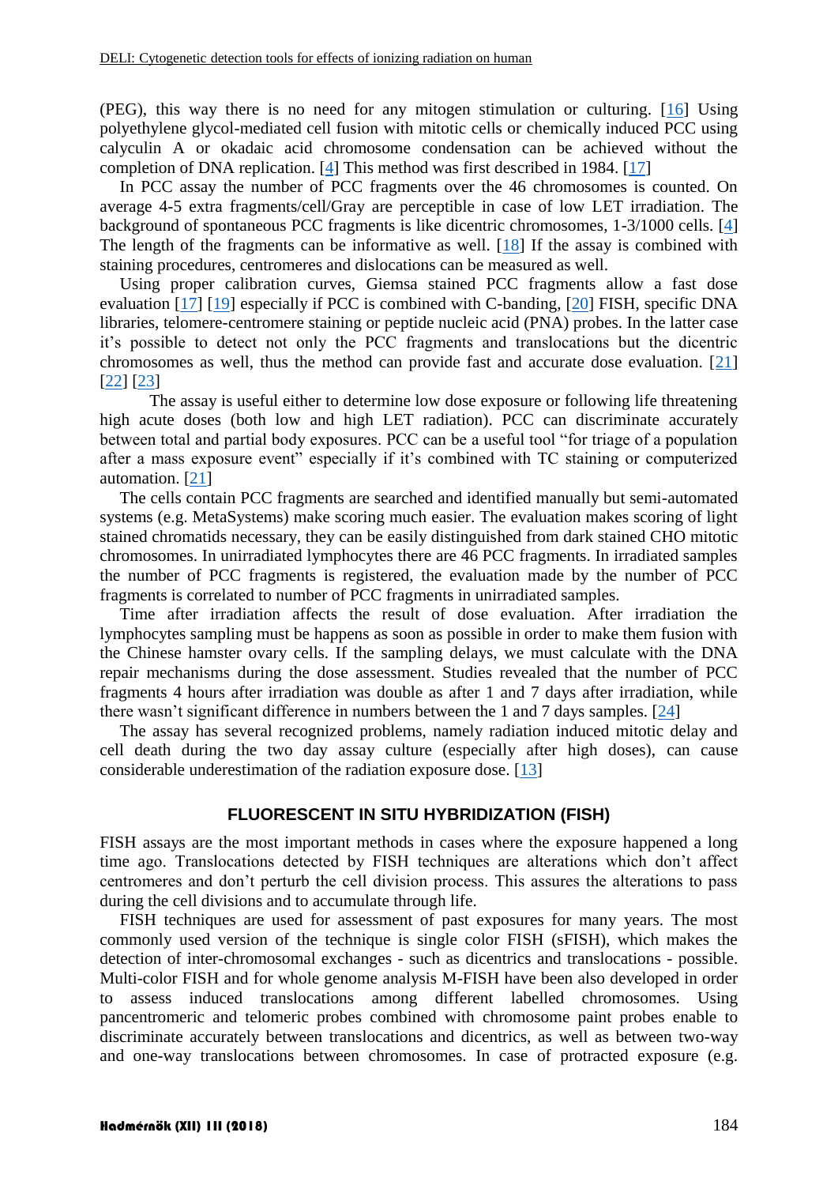(PEG), this way there is no need for any mitogen stimulation or culturing. [16] Using polyethylene glycol-mediated cell fusion with mitotic cells or chemically induced PCC using calyculin A or okadaic acid chromosome condensation can be achieved without the completion of DNA replication. [4] This method was first described in 1984. [17]

In PCC assay the number of PCC fragments over the 46 chromosomes is counted. On average 4-5 extra fragments/cell/Gray are perceptible in case of low LET irradiation. The background of spontaneous PCC fragments is like dicentric chromosomes, 1-3/1000 cells. [4] The length of the fragments can be informative as well. [18] If the assay is combined with staining procedures, centromeres and dislocations can be measured as well.

Using proper calibration curves, Giemsa stained PCC fragments allow a fast dose evaluation [17] [19] especially if PCC is combined with C-banding, [20] FISH, specific DNA libraries, telomere-centromere staining or peptide nucleic acid (PNA) probes. In the latter case it's possible to detect not only the PCC fragments and translocations but the dicentric chromosomes as well, thus the method can provide fast and accurate dose evaluation. [21] [22] [23]

The assay is useful either to determine low dose exposure or following life threatening high acute doses (both low and high LET radiation). PCC can discriminate accurately between total and partial body exposures. PCC can be a useful tool "for triage of a population after a mass exposure event" especially if it's combined with TC staining or computerized automation. [21]

The cells contain PCC fragments are searched and identified manually but semi-automated systems (e.g. MetaSystems) make scoring much easier. The evaluation makes scoring of light stained chromatids necessary, they can be easily distinguished from dark stained CHO mitotic chromosomes. In unirradiated lymphocytes there are 46 PCC fragments. In irradiated samples the number of PCC fragments is registered, the evaluation made by the number of PCC fragments is correlated to number of PCC fragments in unirradiated samples.

Time after irradiation affects the result of dose evaluation. After irradiation the lymphocytes sampling must be happens as soon as possible in order to make them fusion with the Chinese hamster ovary cells. If the sampling delays, we must calculate with the DNA repair mechanisms during the dose assessment. Studies revealed that the number of PCC fragments 4 hours after irradiation was double as after 1 and 7 days after irradiation, while there wasn't significant difference in numbers between the 1 and 7 days samples. [24]

The assay has several recognized problems, namely radiation induced mitotic delay and cell death during the two day assay culture (especially after high doses), can cause considerable underestimation of the radiation exposure dose. [13]

## FLUORESCENT IN SITU HYBRIDIZATION (FISH)

FISH assays are the most important methods in cases where the exposure happened a long time ago. Translocations detected by FISH techniques are alterations which don't affect centromeres and don't perturb the cell division process. This assures the alterations to pass during the cell divisions and to accumulate through life.

FISH techniques are used for assessment of past exposures for many years. The most commonly used version of the technique is single color FISH (sFISH), which makes the detection of inter-chromosomal exchanges - such as dicentrics and translocations - possible. Multi-color FISH and for whole genome analysis M-FISH have been also developed in order to assess induced translocations among different labelled chromosomes. Using pancentromeric and telomeric probes combined with chromosome paint probes enable to discriminate accurately between translocations and dicentrics, as well as between two-way and one-way translocations between chromosomes. In case of protracted exposure (e.g.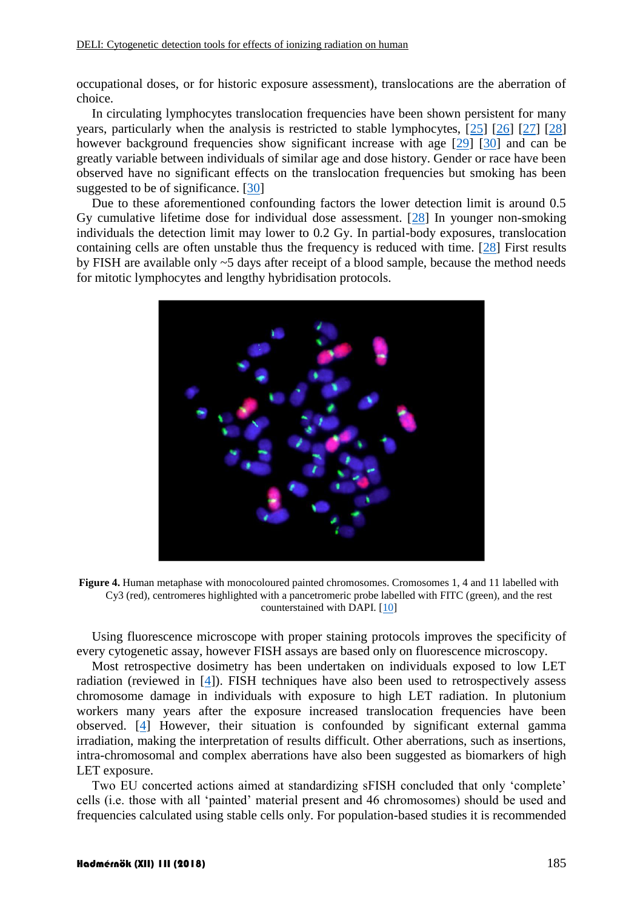occupational doses, or for historic exposure assessment), translocations are the aberration of choice.

In circulating lymphocytes translocation frequencies have been shown persistent for many years, particularly when the analysis is restricted to stable lymphocytes, [25] [26] [27] [28] however background frequencies show significant increase with age [29] [30] and can be greatly variable between individuals of similar age and dose history. Gender or race have been observed have no significant effects on the translocation frequencies but smoking has been suggested to be of significance. [30]

Due to these aforementioned confounding factors the lower detection limit is around 0.5 Gy cumulative lifetime dose for individual dose assessment. [28] In younger non-smoking individuals the detection limit may lower to 0.2 Gy. In partial-body exposures, translocation containing cells are often unstable thus the frequency is reduced with time. [28] First results by FISH are available only ~5 days after receipt of a blood sample, because the method needs for mitotic lymphocytes and lengthy hybridisation protocols.

**Figure 4.** Human metaphase with monocoloured painted chromosomes. Cromosomes 1, 4 and 11 labelled with Cy3 (red), centromeres highlighted with a pancetromeric probe labelled with FITC (green), and the rest counterstained with DAPI. [10]

Using fluorescence microscope with proper staining protocols improves the specificity of every cytogenetic assay, however FISH assays are based only on fluorescence microscopy.

Most retrospective dosimetry has been undertaken on individuals exposed to low LET radiation (reviewed in [4]). FISH techniques have also been used to retrospectively assess chromosome damage in individuals with exposure to high LET radiation. In plutonium workers many years after the exposure increased translocation frequencies have been observed. [4] However, their situation is confounded by significant external gamma irradiation, making the interpretation of results difficult. Other aberrations, such as insertions, intra-chromosomal and complex aberrations have also been suggested as biomarkers of high LET exposure.

Two EU concerted actions aimed at standardizing sFISH concluded that only 'complete' cells (i.e. those with all 'painted' material present and 46 chromosomes) should be used and frequencies calculated using stable cells only. For population-based studies it is recommended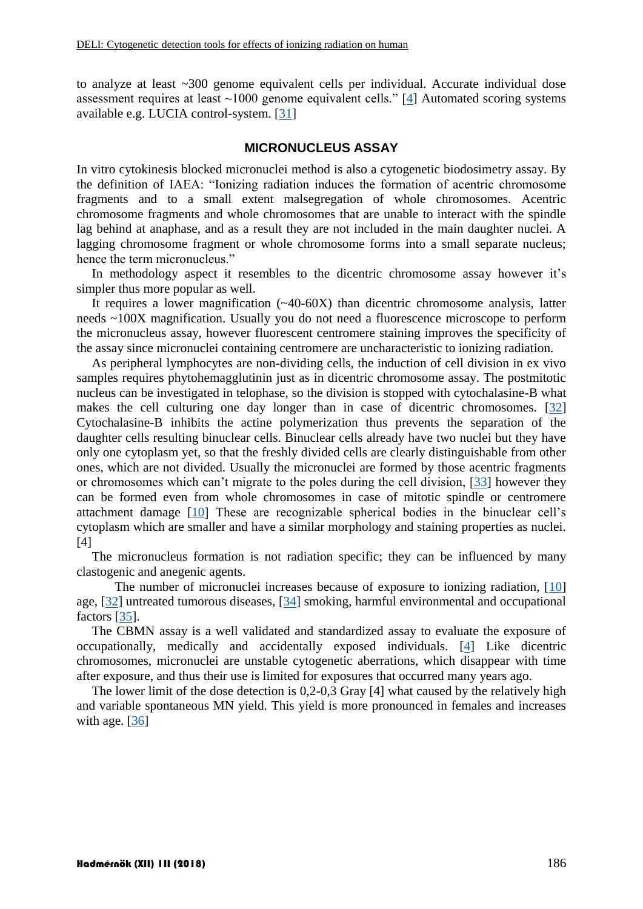to analyze at least ~300 genome equivalent cells per individual. Accurate individual dose assessment requires at least ~1000 genome equivalent cells." [4] Automated scoring systems available e.g. LUCIA control-system. [31]

## MICRONUCLEUS ASSAY

In vitro cytokinesis blocked micronuclei method is also a cytogenetic biodosimetry assay. By the definition of IAEA: "Ionizing radiation induces the formation of acentric chromosome fragments and to a small extent malsegregation of whole chromosomes. Acentric chromosome fragments and whole chromosomes that are unable to interact with the spindle lag behind at anaphase, and as a result they are not included in the main daughter nuclei. A lagging chromosome fragment or whole chromosome forms into a small separate nucleus; hence the term micronucleus."

In methodology aspect it resembles to the dicentric chromosome assay however it's simpler thus more popular as well.

It requires a lower magnification (~40-60X) than dicentric chromosome analysis, latter needs ~100X magnification. Usually you do not need a fluorescence microscope to perform the micronucleus assay, however fluorescent centromere staining improves the specificity of the assay since micronuclei containing centromere are uncharacteristic to ionizing radiation.

As peripheral lymphocytes are non-dividing cells, the induction of cell division in ex vivo samples requires phytohemagglutinin just as in dicentric chromosome assay. The postmitotic nucleus can be investigated in telophase, so the division is stopped with cytochalasine-B what makes the cell culturing one day longer than in case of dicentric chromosomes. [32] Cytochalasine-B inhibits the actine polymerization thus prevents the separation of the daughter cells resulting binuclear cells. Binuclear cells already have two nuclei but they have only one cytoplasm yet, so that the freshly divided cells are clearly distinguishable from other ones, which are not divided. Usually the micronuclei are formed by those acentric fragments or chromosomes which can't migrate to the poles during the cell division, [33] however they can be formed even from whole chromosomes in case of mitotic spindle or centromere attachment damage [10] These are recognizable spherical bodies in the binuclear cell's cytoplasm which are smaller and have a similar morphology and staining properties as nuclei. [4]

The micronucleus formation is not radiation specific; they can be influenced by many clastogenic and anegenic agents.

The number of micronuclei increases because of exposure to ionizing radiation, [10] age, [32] untreated tumorous diseases, [34] smoking, harmful environmental and occupational factors [35].

The CBMN assay is a well validated and standardized assay to evaluate the exposure of occupationally, medically and accidentally exposed individuals. [4] Like dicentric chromosomes, micronuclei are unstable cytogenetic aberrations, which disappear with time after exposure, and thus their use is limited for exposures that occurred many years ago.

The lower limit of the dose detection is 0,2-0,3 Gray [4] what caused by the relatively high and variable spontaneous MN yield. This yield is more pronounced in females and increases with age. [36]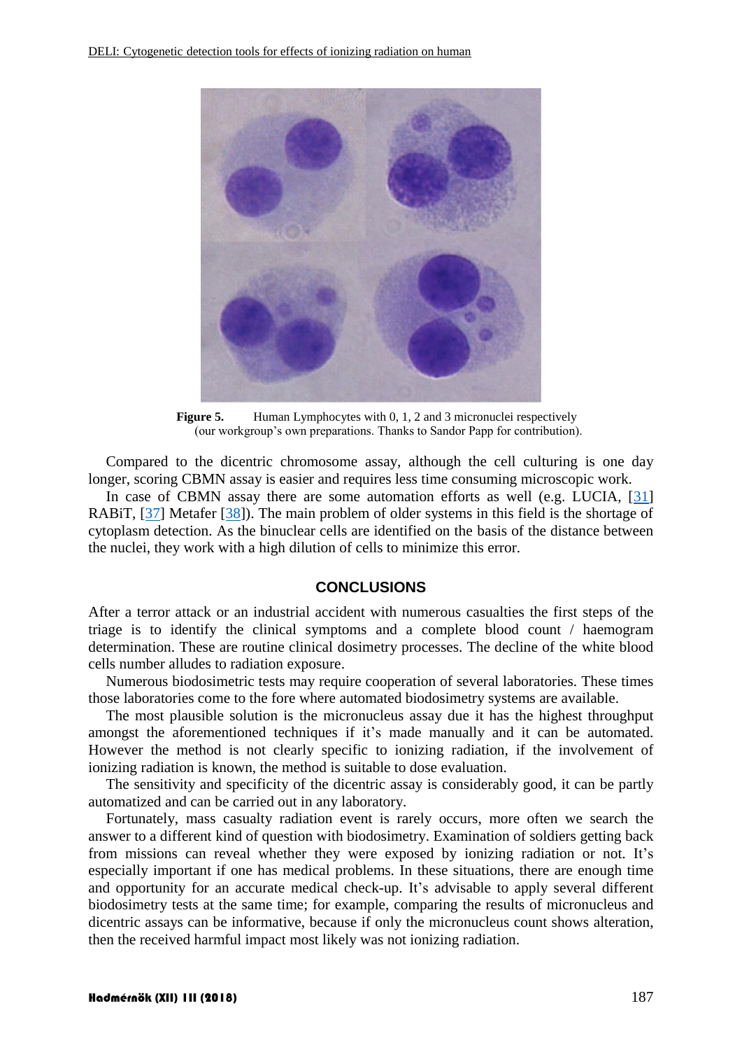**Figure 5.** Human Lymphocytes with 0, 1, 2 and 3 micronuclei respectively (our workgroup's own preparations. Thanks to Sandor Papp for contribution).

Compared to the dicentric chromosome assay, although the cell culturing is one day longer, scoring CBMN assay is easier and requires less time consuming microscopic work.

In case of CBMN assay there are some automation efforts as well (e.g. LUCIA, [31] RABiT, [37] Metafer [38]). The main problem of older systems in this field is the shortage of cytoplasm detection. As the binuclear cells are identified on the basis of the distance between the nuclei, they work with a high dilution of cells to minimize this error.

## CONCLUSIONS

After a terror attack or an industrial accident with numerous casualties the first steps of the triage is to identify the clinical symptoms and a complete blood count / haemogram determination. These are routine clinical dosimetry processes. The decline of the white blood cells number alludes to radiation exposure.

Numerous biodosimetric tests may require cooperation of several laboratories. These times those laboratories come to the fore where automated biodosimetry systems are available.

The most plausible solution is the micronucleus assay due it has the highest throughput amongst the aforementioned techniques if it's made manually and it can be automated. However the method is not clearly specific to ionizing radiation, if the involvement of ionizing radiation is known, the method is suitable to dose evaluation.

The sensitivity and specificity of the dicentric assay is considerably good, it can be partly automatized and can be carried out in any laboratory.

Fortunately, mass casualty radiation event is rarely occurs, more often we search the answer to a different kind of question with biodosimetry. Examination of soldiers getting back from missions can reveal whether they were exposed by ionizing radiation or not. It's especially important if one has medical problems. In these situations, there are enough time and opportunity for an accurate medical check-up. It's advisable to apply several different biodosimetry tests at the same time; for example, comparing the results of micronucleus and dicentric assays can be informative, because if only the micronucleus count shows alteration, then the received harmful impact most likely was not ionizing radiation.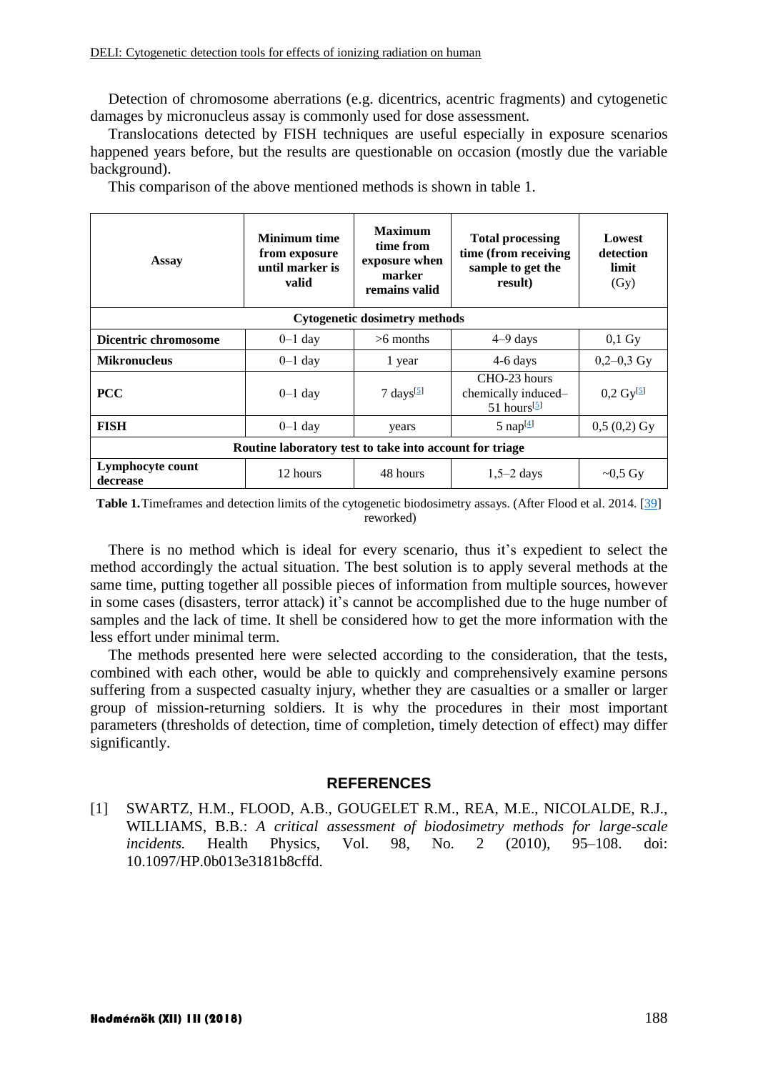Detection of chromosome aberrations (e.g. dicentrics, acentric fragments) and cytogenetic damages by micronucleus assay is commonly used for dose assessment.

Translocations detected by FISH techniques are useful especially in exposure scenarios happened years before, but the results are questionable on occasion (mostly due the variable background).

This comparison of the above mentioned methods is shown in table 1.

| Assay | Minimum time from exposure until marker is valid | Maximum time from exposure when marker remains valid | Total processing time (from receiving sample to get the result) | Lowest detection limit (Gy) |
|---|---|---|---|---|
| **Cytogenetic dosimetry methods** | | | | |
| **Dicentric chromosome** | 0–1 day | >6 months | 4–9 days | 0,1 Gy |
| **Mikronucleus** | 0–1 day | 1 year | 4-6 days | 0,2–0,3 Gy |
| **PCC** | 0–1 day | 7 days[5] | CHO-23 hours chemically induced–51 hours[5] | 0,2 Gy[5] |
| **FISH** | 0–1 day | years | 5 nap[4] | 0,5 (0,2) Gy |
| **Routine laboratory test to take into account for triage** | | | | |
| **Lymphocyte count decrease** | 12 hours | 48 hours | 1,5–2 days | ~0,5 Gy |

**Table 1.** Timeframes and detection limits of the cytogenetic biodosimetry assays. (After Flood et al. 2014. [39] reworked)

There is no method which is ideal for every scenario, thus it's expedient to select the method accordingly the actual situation. The best solution is to apply several methods at the same time, putting together all possible pieces of information from multiple sources, however in some cases (disasters, terror attack) it's cannot be accomplished due to the huge number of samples and the lack of time. It shell be considered how to get the more information with the less effort under minimal term.

The methods presented here were selected according to the consideration, that the tests, combined with each other, would be able to quickly and comprehensively examine persons suffering from a suspected casualty injury, whether they are casualties or a smaller or larger group of mission-returning soldiers. It is why the procedures in their most important parameters (thresholds of detection, time of completion, timely detection of effect) may differ significantly.

## REFERENCES

[1] SWARTZ, H.M., FLOOD, A.B., GOUGELET R.M., REA, M.E., NICOLALDE, R.J., WILLIAMS, B.B.: *A critical assessment of biodosimetry methods for large-scale incidents.* Health Physics, Vol. 98, No. 2 (2010), 95–108. doi: 10.1097/HP.0b013e3181b8cffd.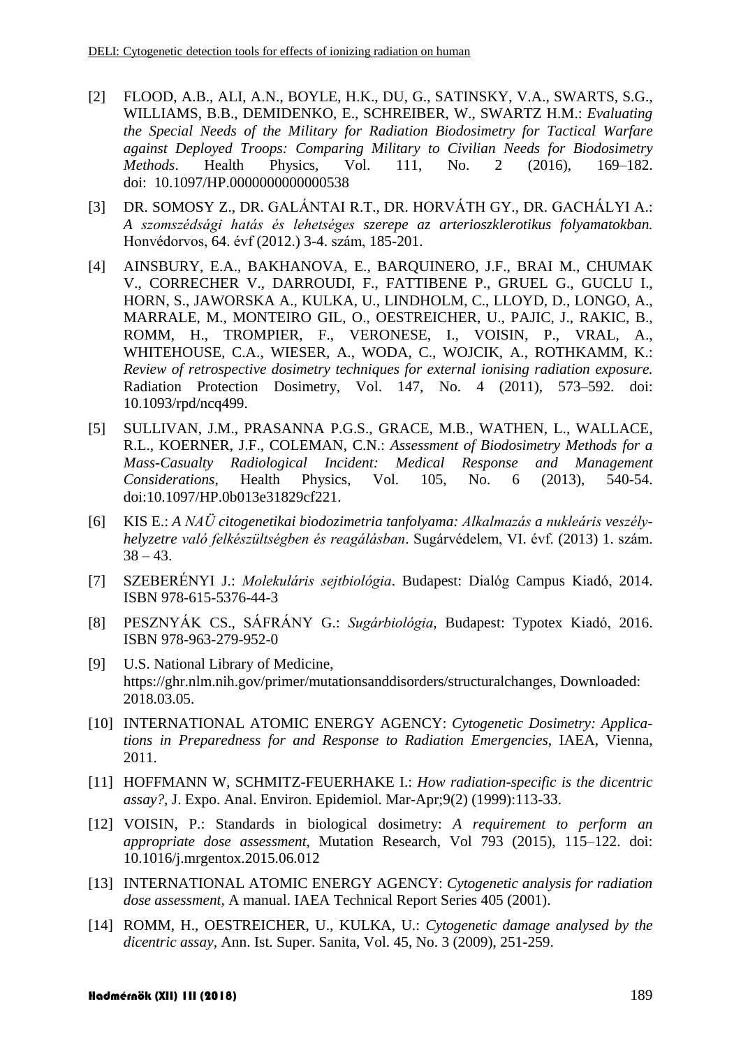[2] FLOOD, A.B., ALI, A.N., BOYLE, H.K., DU, G., SATINSKY, V.A., SWARTS, S.G., WILLIAMS, B.B., DEMIDENKO, E., SCHREIBER, W., SWARTZ H.M.: *Evaluating the Special Needs of the Military for Radiation Biodosimetry for Tactical Warfare against Deployed Troops: Comparing Military to Civilian Needs for Biodosimetry Methods*. Health Physics, Vol. 111, No. 2 (2016), 169–182. doi: 10.1097/HP.0000000000000538

[3] DR. SOMOSY Z., DR. GALÁNTAI R.T., DR. HORVÁTH GY., DR. GACHÁLYI A.: *A szomszédsági hatás és lehetséges szerepe az arterioszklerotikus folyamatokban.* Honvédorvos, 64. évf (2012.) 3-4. szám, 185-201.

[4] AINSBURY, E.A., BAKHANOVA, E., BARQUINERO, J.F., BRAI M., CHUMAK V., CORRECHER V., DARROUDI, F., FATTIBENE P., GRUEL G., GUCLU I., HORN, S., JAWORSKA A., KULKA, U., LINDHOLM, C., LLOYD, D., LONGO, A., MARRALE, M., MONTEIRO GIL, O., OESTREICHER, U., PAJIC, J., RAKIC, B., ROMM, H., TROMPIER, F., VERONESE, I., VOISIN, P., VRAL, A., WHITEHOUSE, C.A., WIESER, A., WODA, C., WOJCIK, A., ROTHKAMM, K.: *Review of retrospective dosimetry techniques for external ionising radiation exposure.* Radiation Protection Dosimetry, Vol. 147, No. 4 (2011), 573–592. doi: 10.1093/rpd/ncq499.

[5] SULLIVAN, J.M., PRASANNA P.G.S., GRACE, M.B., WATHEN, L., WALLACE, R.L., KOERNER, J.F., COLEMAN, C.N.: *Assessment of Biodosimetry Methods for a Mass-Casualty Radiological Incident: Medical Response and Management Considerations*, Health Physics, Vol. 105, No. 6 (2013), 540-54. doi:10.1097/HP.0b013e31829cf221.

[6] KIS E.: *A NAÜ citogenetikai biodozimetria tanfolyama: Alkalmazás a nukleáris veszélyhelyzetre való felkészültségben és reagálásban*. Sugárvédelem, VI. évf. (2013) 1. szám. 38 – 43.

[7] SZEBERÉNYI J.: *Molekuláris sejtbiológia*. Budapest: Dialóg Campus Kiadó, 2014. ISBN 978-615-5376-44-3

[8] PESZNYÁK CS., SÁFRÁNY G.: *Sugárbiológia*, Budapest: Typotex Kiadó, 2016. ISBN 978-963-279-952-0

[9] U.S. National Library of Medicine, https://ghr.nlm.nih.gov/primer/mutationsanddisorders/structuralchanges, Downloaded: 2018.03.05.

[10] INTERNATIONAL ATOMIC ENERGY AGENCY: *Cytogenetic Dosimetry: Applications in Preparedness for and Response to Radiation Emergencies*, IAEA, Vienna, 2011.

[11] HOFFMANN W, SCHMITZ-FEUERHAKE I.: *How radiation-specific is the dicentric assay?*, J. Expo. Anal. Environ. Epidemiol. Mar-Apr;9(2) (1999):113-33.

[12] VOISIN, P.: Standards in biological dosimetry: *A requirement to perform an appropriate dose assessment*, Mutation Research, Vol 793 (2015), 115–122. doi: 10.1016/j.mrgentox.2015.06.012

[13] INTERNATIONAL ATOMIC ENERGY AGENCY: *Cytogenetic analysis for radiation dose assessment*, A manual. IAEA Technical Report Series 405 (2001).

[14] ROMM, H., OESTREICHER, U., KULKA, U.: *Cytogenetic damage analysed by the dicentric assay*, Ann. Ist. Super. Sanita, Vol. 45, No. 3 (2009), 251-259.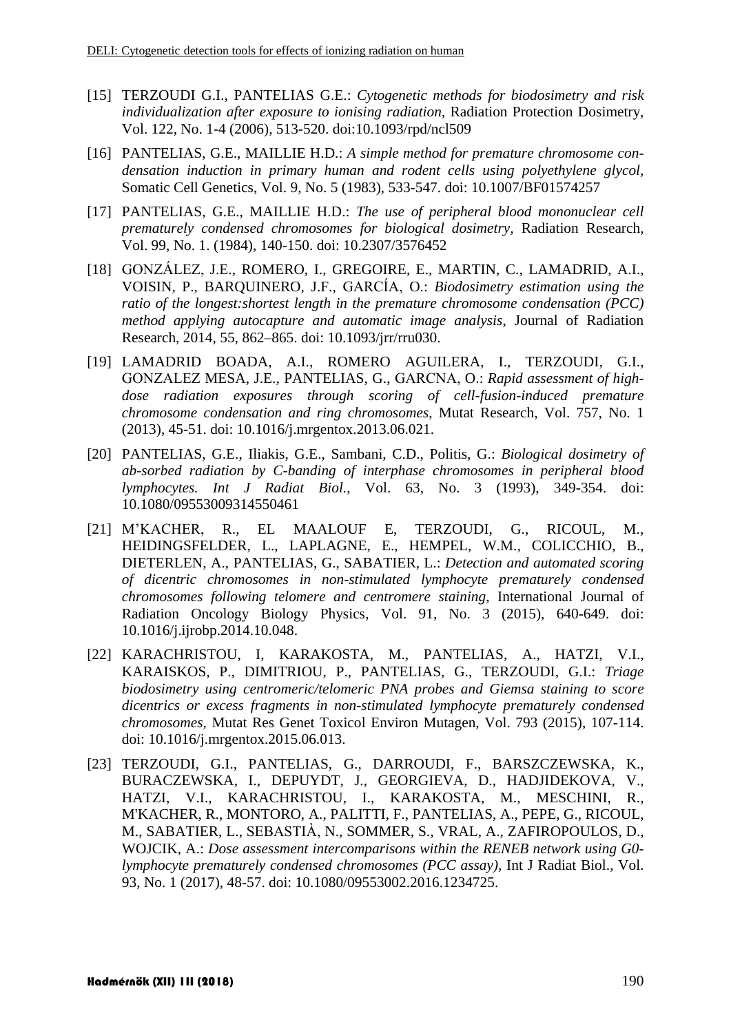[15] TERZOUDI G.I., PANTELIAS G.E.: *Cytogenetic methods for biodosimetry and risk individualization after exposure to ionising radiation*, Radiation Protection Dosimetry, Vol. 122, No. 1-4 (2006), 513-520. doi:10.1093/rpd/ncl509

[16] PANTELIAS, G.E., MAILLIE H.D.: *A simple method for premature chromosome condensation induction in primary human and rodent cells using polyethylene glycol*, Somatic Cell Genetics, Vol. 9, No. 5 (1983), 533-547. doi: 10.1007/BF01574257

[17] PANTELIAS, G.E., MAILLIE H.D.: *The use of peripheral blood mononuclear cell prematurely condensed chromosomes for biological dosimetry*, Radiation Research, Vol. 99, No. 1. (1984), 140-150. doi: 10.2307/3576452

[18] GONZÁLEZ, J.E., ROMERO, I., GREGOIRE, E., MARTIN, C., LAMADRID, A.I., VOISIN, P., BARQUINERO, J.F., GARCÍA, O.: *Biodosimetry estimation using the ratio of the longest:shortest length in the premature chromosome condensation (PCC) method applying autocapture and automatic image analysis*, Journal of Radiation Research, 2014, 55, 862–865. doi: 10.1093/jrr/rru030.

[19] LAMADRID BOADA, A.I., ROMERO AGUILERA, I., TERZOUDI, G.I., GONZALEZ MESA, J.E., PANTELIAS, G., GARCNA, O.: *Rapid assessment of high-dose radiation exposures through scoring of cell-fusion-induced premature chromosome condensation and ring chromosomes*, Mutat Research, Vol. 757, No. 1 (2013), 45-51. doi: 10.1016/j.mrgentox.2013.06.021.

[20] PANTELIAS, G.E., Iliakis, G.E., Sambani, C.D., Politis, G.: *Biological dosimetry of ab-sorbed radiation by C-banding of interphase chromosomes in peripheral blood lymphocytes. Int J Radiat Biol.*, Vol. 63, No. 3 (1993), 349-354. doi: 10.1080/09553009314550461

[21] M'KACHER, R., EL MAALOUF E, TERZOUDI, G., RICOUL, M., HEIDINGSFELDER, L., LAPLAGNE, E., HEMPEL, W.M., COLICCHIO, B., DIETERLEN, A., PANTELIAS, G., SABATIER, L.: *Detection and automated scoring of dicentric chromosomes in non-stimulated lymphocyte prematurely condensed chromosomes following telomere and centromere staining*, International Journal of Radiation Oncology Biology Physics, Vol. 91, No. 3 (2015), 640-649. doi: 10.1016/j.ijrobp.2014.10.048.

[22] KARACHRISTOU, I, KARAKOSTA, M., PANTELIAS, A., HATZI, V.I., KARAISKOS, P., DIMITRIOU, P., PANTELIAS, G., TERZOUDI, G.I.: *Triage biodosimetry using centromeric/telomeric PNA probes and Giemsa staining to score dicentrics or excess fragments in non-stimulated lymphocyte prematurely condensed chromosomes*, Mutat Res Genet Toxicol Environ Mutagen, Vol. 793 (2015), 107-114. doi: 10.1016/j.mrgentox.2015.06.013.

[23] TERZOUDI, G.I., PANTELIAS, G., DARROUDI, F., BARSZCZEWSKA, K., BURACZEWSKA, I., DEPUYDT, J., GEORGIEVA, D., HADJIDEKOVA, V., HATZI, V.I., KARACHRISTOU, I., KARAKOSTA, M., MESCHINI, R., M'KACHER, R., MONTORO, A., PALITTI, F., PANTELIAS, A., PEPE, G., RICOUL, M., SABATIER, L., SEBASTIÀ, N., SOMMER, S., VRAL, A., ZAFIROPOULOS, D., WOJCIK, A.: *Dose assessment intercomparisons within the RENEB network using G0-lymphocyte prematurely condensed chromosomes (PCC assay)*, Int J Radiat Biol., Vol. 93, No. 1 (2017), 48-57. doi: 10.1080/09553002.2016.1234725.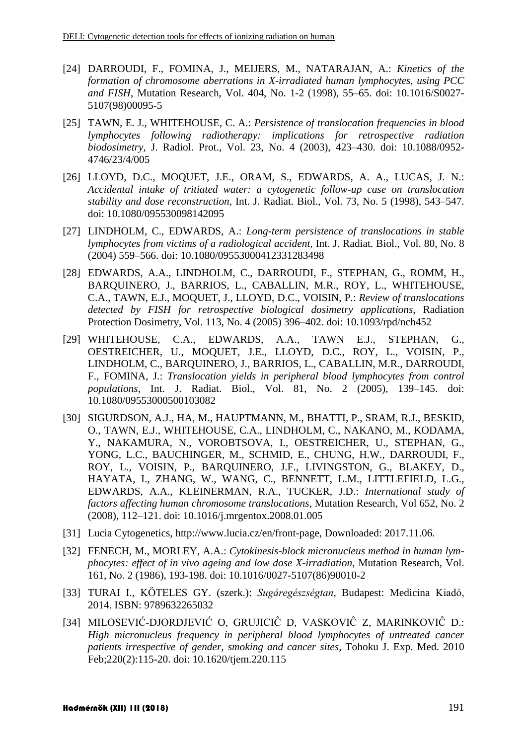[24] DARROUDI, F., FOMINA, J., MEIJERS, M., NATARAJAN, A.: *Kinetics of the formation of chromosome aberrations in X-irradiated human lymphocytes, using PCC and FISH*, Mutation Research, Vol. 404, No. 1-2 (1998), 55–65. doi: 10.1016/S0027-5107(98)00095-5

[25] TAWN, E. J., WHITEHOUSE, C. A.: *Persistence of translocation frequencies in blood lymphocytes following radiotherapy: implications for retrospective radiation biodosimetry*, J. Radiol. Prot., Vol. 23, No. 4 (2003), 423–430. doi: 10.1088/0952-4746/23/4/005

[26] LLOYD, D.C., MOQUET, J.E., ORAM, S., EDWARDS, A. A., LUCAS, J. N.: *Accidental intake of tritiated water: a cytogenetic follow-up case on translocation stability and dose reconstruction*, Int. J. Radiat. Biol., Vol. 73, No. 5 (1998), 543–547. doi: 10.1080/095530098142095

[27] LINDHOLM, C., EDWARDS, A.: *Long-term persistence of translocations in stable lymphocytes from victims of a radiological accident*, Int. J. Radiat. Biol., Vol. 80, No. 8 (2004) 559–566. doi: 10.1080/09553000412331283498

[28] EDWARDS, A.A., LINDHOLM, C., DARROUDI, F., STEPHAN, G., ROMM, H., BARQUINERO, J., BARRIOS, L., CABALLIN, M.R., ROY, L., WHITEHOUSE, C.A., TAWN, E.J., MOQUET, J., LLOYD, D.C., VOISIN, P.: *Review of translocations detected by FISH for retrospective biological dosimetry applications*, Radiation Protection Dosimetry, Vol. 113, No. 4 (2005) 396–402. doi: 10.1093/rpd/nch452

[29] WHITEHOUSE, C.A., EDWARDS, A.A., TAWN E.J., STEPHAN, G., OESTREICHER, U., MOQUET, J.E., LLOYD, D.C., ROY, L., VOISIN, P., LINDHOLM, C., BARQUINERO, J., BARRIOS, L., CABALLIN, M.R., DARROUDI, F., FOMINA, J.: *Translocation yields in peripheral blood lymphocytes from control populations*, Int. J. Radiat. Biol., Vol. 81, No. 2 (2005), 139–145. doi: 10.1080/09553000500103082

[30] SIGURDSON, A.J., HA, M., HAUPTMANN, M., BHATTI, P., SRAM, R.J., BESKID, O., TAWN, E.J., WHITEHOUSE, C.A., LINDHOLM, C., NAKANO, M., KODAMA, Y., NAKAMURA, N., VOROBTSOVA, I., OESTREICHER, U., STEPHAN, G., YONG, L.C., BAUCHINGER, M., SCHMID, E., CHUNG, H.W., DARROUDI, F., ROY, L., VOISIN, P., BARQUINERO, J.F., LIVINGSTON, G., BLAKEY, D., HAYATA, I., ZHANG, W., WANG, C., BENNETT, L.M., LITTLEFIELD, L.G., EDWARDS, A.A., KLEINERMAN, R.A., TUCKER, J.D.: *International study of factors affecting human chromosome translocations*, Mutation Research, Vol 652, No. 2 (2008), 112–121. doi: 10.1016/j.mrgentox.2008.01.005

[31] Lucia Cytogenetics, http://www.lucia.cz/en/front-page, Downloaded: 2017.11.06.

[32] FENECH, M., MORLEY, A.A.: *Cytokinesis-block micronucleus method in human lymphocytes: effect of in vivo ageing and low dose X-irradiation*, Mutation Research, Vol. 161, No. 2 (1986), 193-198. doi: 10.1016/0027-5107(86)90010-2

[33] TURAI I., KÖTELES GY. (szerk.): *Sugáregészségtan*, Budapest: Medicina Kiadó, 2014. ISBN: 9789632265032

[34] MILOSEVIĆ-DJORDJEVIĆ O, GRUJICIĈ D, VASKOVIĈ Z, MARINKOVIĈ D.: *High micronucleus frequency in peripheral blood lymphocytes of untreated cancer patients irrespective of gender, smoking and cancer sites*, Tohoku J. Exp. Med. 2010 Feb;220(2):115-20. doi: 10.1620/tjem.220.115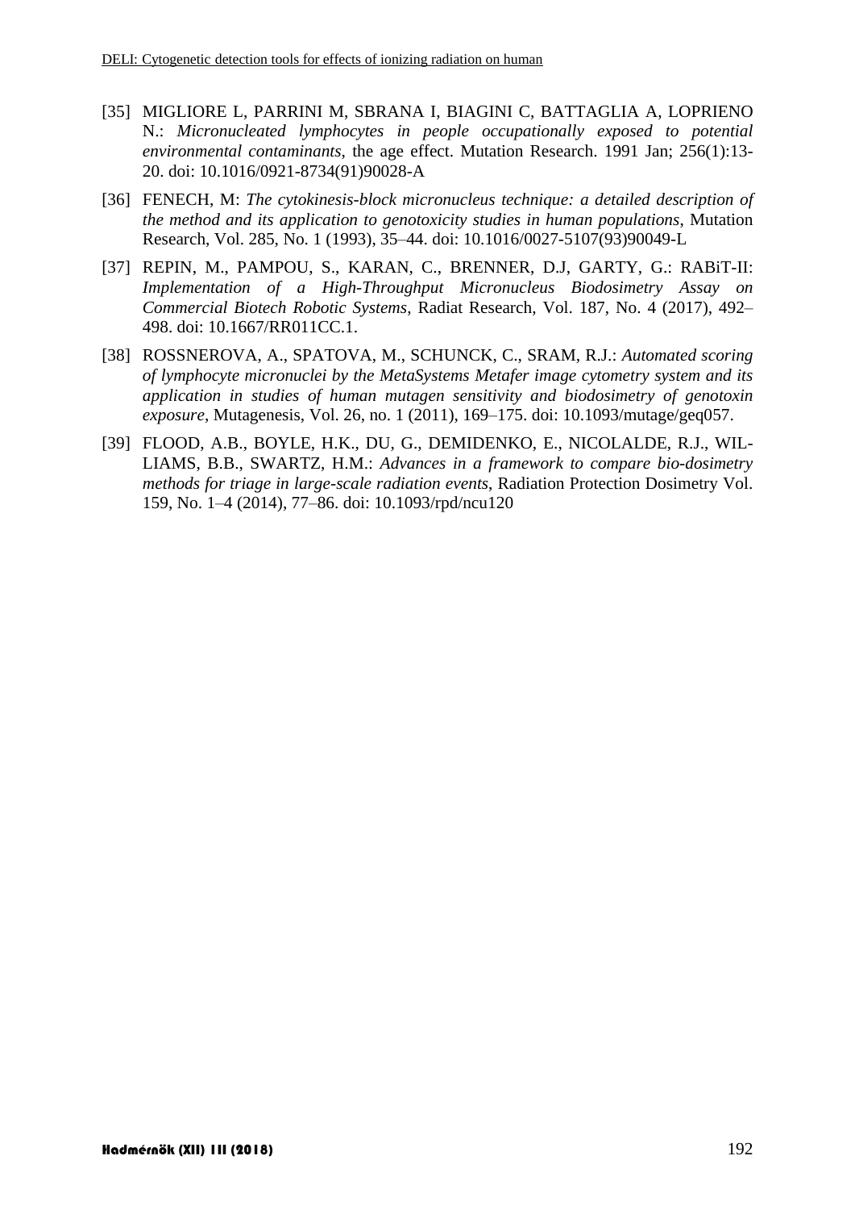[35] MIGLIORE L, PARRINI M, SBRANA I, BIAGINI C, BATTAGLIA A, LOPRIENO N.: *Micronucleated lymphocytes in people occupationally exposed to potential environmental contaminants*, the age effect. Mutation Research. 1991 Jan; 256(1):13-20. doi: 10.1016/0921-8734(91)90028-A

[36] FENECH, M: *The cytokinesis-block micronucleus technique: a detailed description of the method and its application to genotoxicity studies in human populations*, Mutation Research, Vol. 285, No. 1 (1993), 35–44. doi: 10.1016/0027-5107(93)90049-L

[37] REPIN, M., PAMPOU, S., KARAN, C., BRENNER, D.J, GARTY, G.: RABiT-II: *Implementation of a High-Throughput Micronucleus Biodosimetry Assay on Commercial Biotech Robotic Systems*, Radiat Research, Vol. 187, No. 4 (2017), 492–498. doi: 10.1667/RR011CC.1.

[38] ROSSNEROVA, A., SPATOVA, M., SCHUNCK, C., SRAM, R.J.: *Automated scoring of lymphocyte micronuclei by the MetaSystems Metafer image cytometry system and its application in studies of human mutagen sensitivity and biodosimetry of genotoxin exposure*, Mutagenesis, Vol. 26, no. 1 (2011), 169–175. doi: 10.1093/mutage/geq057.

[39] FLOOD, A.B., BOYLE, H.K., DU, G., DEMIDENKO, E., NICOLALDE, R.J., WILLIAMS, B.B., SWARTZ, H.M.: *Advances in a framework to compare bio-dosimetry methods for triage in large-scale radiation events*, Radiation Protection Dosimetry Vol. 159, No. 1–4 (2014), 77–86. doi: 10.1093/rpd/ncu120